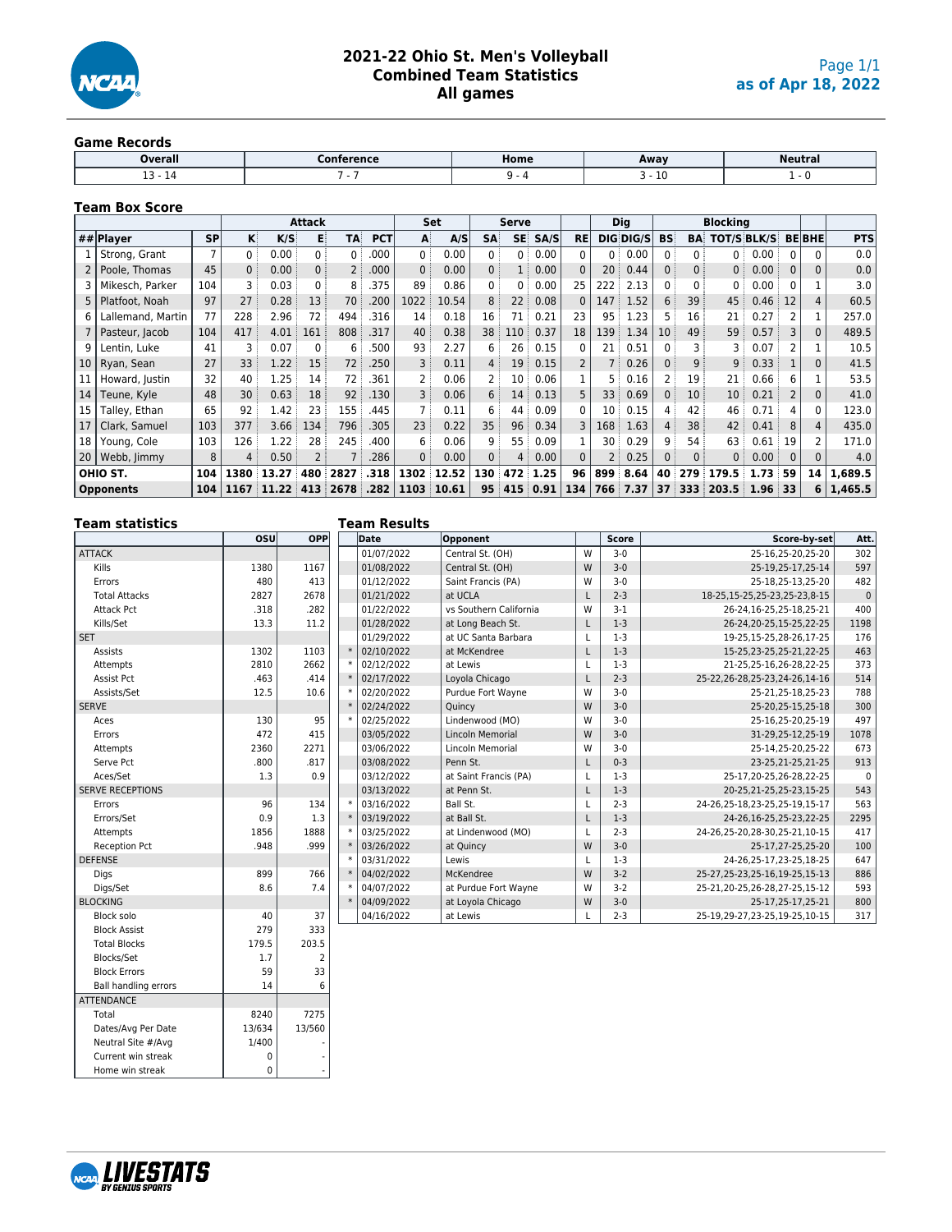# 2021-22 Ohio St. Men's Volleyball
## Combined Team Statistics
## All games

Page 1/1
as of Apr 18, 2022

### Game Records

| Overall | Conference | Home | Away | Neutral |
|---|---|---|---|---|
| 13 - 14 | 7 - 7 | 9 - 4 | 3 - 10 | 1 - 0 |

### Team Box Score

| | | | Attack | | | | | Set | | Serve | | | | Dig | | Blocking | | | | | | |
|---|---|---|---|---|---|---|---|---|---|---|---|---|---|---|---|---|---|---|---|---|---|---|
| ## | Player | SP | K | K/S | E | TA | PCT | A | A/S | SA | SE | SA/S | RE | DIG | DIG/S | BS | BA | TOT/S | BLK/S | BE | BHE | PTS |
| 1 | Strong, Grant | 7 | 0 | 0.00 | 0 | 0 | .000 | 0 | 0.00 | 0 | 0 | 0.00 | 0 | 0 | 0.00 | 0 | 0 | 0 | 0.00 | 0 | 0 | 0.0 |
| 2 | Poole, Thomas | 45 | 0 | 0.00 | 0 | 2 | .000 | 0 | 0.00 | 0 | 1 | 0.00 | 0 | 20 | 0.44 | 0 | 0 | 0 | 0.00 | 0 | 0 | 0.0 |
| 3 | Mikesch, Parker | 104 | 3 | 0.03 | 0 | 8 | .375 | 89 | 0.86 | 0 | 0 | 0.00 | 25 | 222 | 2.13 | 0 | 0 | 0 | 0.00 | 0 | 1 | 3.0 |
| 5 | Platfoot, Noah | 97 | 27 | 0.28 | 13 | 70 | .200 | 1022 | 10.54 | 8 | 22 | 0.08 | 0 | 147 | 1.52 | 6 | 39 | 45 | 0.46 | 12 | 4 | 60.5 |
| 6 | Lallemand, Martin | 77 | 228 | 2.96 | 72 | 494 | .316 | 14 | 0.18 | 16 | 71 | 0.21 | 23 | 95 | 1.23 | 5 | 16 | 21 | 0.27 | 2 | 1 | 257.0 |
| 7 | Pasteur, Jacob | 104 | 417 | 4.01 | 161 | 808 | .317 | 40 | 0.38 | 38 | 110 | 0.37 | 18 | 139 | 1.34 | 10 | 49 | 59 | 0.57 | 3 | 0 | 489.5 |
| 9 | Lentin, Luke | 41 | 3 | 0.07 | 0 | 6 | .500 | 93 | 2.27 | 6 | 26 | 0.15 | 0 | 21 | 0.51 | 0 | 3 | 3 | 0.07 | 2 | 1 | 10.5 |
| 10 | Ryan, Sean | 27 | 33 | 1.22 | 15 | 72 | .250 | 3 | 0.11 | 4 | 19 | 0.15 | 2 | 7 | 0.26 | 0 | 9 | 9 | 0.33 | 1 | 0 | 41.5 |
| 11 | Howard, Justin | 32 | 40 | 1.25 | 14 | 72 | .361 | 2 | 0.06 | 2 | 10 | 0.06 | 1 | 5 | 0.16 | 2 | 19 | 21 | 0.66 | 6 | 1 | 53.5 |
| 14 | Teune, Kyle | 48 | 30 | 0.63 | 18 | 92 | .130 | 3 | 0.06 | 6 | 14 | 0.13 | 5 | 33 | 0.69 | 0 | 10 | 10 | 0.21 | 2 | 0 | 41.0 |
| 15 | Talley, Ethan | 65 | 92 | 1.42 | 23 | 155 | .445 | 7 | 0.11 | 6 | 44 | 0.09 | 0 | 10 | 0.15 | 4 | 42 | 46 | 0.71 | 4 | 0 | 123.0 |
| 17 | Clark, Samuel | 103 | 377 | 3.66 | 134 | 796 | .305 | 23 | 0.22 | 35 | 96 | 0.34 | 3 | 168 | 1.63 | 4 | 38 | 42 | 0.41 | 8 | 4 | 435.0 |
| 18 | Young, Cole | 103 | 126 | 1.22 | 28 | 245 | .400 | 6 | 0.06 | 9 | 55 | 0.09 | 1 | 30 | 0.29 | 9 | 54 | 63 | 0.61 | 19 | 2 | 171.0 |
| 20 | Webb, Jimmy | 8 | 4 | 0.50 | 2 | 7 | .286 | 0 | 0.00 | 0 | 4 | 0.00 | 0 | 2 | 0.25 | 0 | 0 | 0 | 0.00 | 0 | 0 | 4.0 |
| | **OHIO ST.** | **104** | **1380** | **13.27** | **480** | **2827** | **.318** | **1302** | **12.52** | **130** | **472** | **1.25** | **96** | **899** | **8.64** | **40** | **279** | **179.5** | **1.73** | **59** | **14** | **1,689.5** |
| | **Opponents** | **104** | **1167** | **11.22** | **413** | **2678** | **.282** | **1103** | **10.61** | **95** | **415** | **0.91** | **134** | **766** | **7.37** | **37** | **333** | **203.5** | **1.96** | **33** | **6** | **1,465.5** |

### Team statistics

| | OSU | OPP |
|---|---|---|
| ATTACK | | |
| Kills | 1380 | 1167 |
| Errors | 480 | 413 |
| Total Attacks | 2827 | 2678 |
| Attack Pct | .318 | .282 |
| Kills/Set | 13.3 | 11.2 |
| SET | | |
| Assists | 1302 | 1103 |
| Attempts | 2810 | 2662 |
| Assist Pct | .463 | .414 |
| Assists/Set | 12.5 | 10.6 |
| SERVE | | |
| Aces | 130 | 95 |
| Errors | 472 | 415 |
| Attempts | 2360 | 2271 |
| Serve Pct | .800 | .817 |
| Aces/Set | 1.3 | 0.9 |
| SERVE RECEPTIONS | | |
| Errors | 96 | 134 |
| Errors/Set | 0.9 | 1.3 |
| Attempts | 1856 | 1888 |
| Reception Pct | .948 | .999 |
| DEFENSE | | |
| Digs | 899 | 766 |
| Digs/Set | 8.6 | 7.4 |
| BLOCKING | | |
| Block solo | 40 | 37 |
| Block Assist | 279 | 333 |
| Total Blocks | 179.5 | 203.5 |
| Blocks/Set | 1.7 | 2 |
| Block Errors | 59 | 33 |
| Ball handling errors | 14 | 6 |
| ATTENDANCE | | |
| Total | 8240 | 7275 |
| Dates/Avg Per Date | 13/634 | 13/560 |
| Neutral Site #/Avg | 1/400 | - |
| Current win streak | 0 | - |
| Home win streak | 0 | - |

### Team Results

| | Date | Opponent | | Score | Score-by-set | Att. |
|---|---|---|---|---|---|---|
| | 01/07/2022 | Central St. (OH) | W | 3-0 | 25-16,25-20,25-20 | 302 |
| | 01/08/2022 | Central St. (OH) | W | 3-0 | 25-19,25-17,25-14 | 597 |
| | 01/12/2022 | Saint Francis (PA) | W | 3-0 | 25-18,25-13,25-20 | 482 |
| | 01/21/2022 | at UCLA | L | 2-3 | 18-25,15-25,25-23,25-23,8-15 | 0 |
| | 01/22/2022 | vs Southern California | W | 3-1 | 26-24,16-25,25-18,25-21 | 400 |
| | 01/28/2022 | at Long Beach St. | L | 1-3 | 26-24,20-25,15-25,22-25 | 1198 |
| | 01/29/2022 | at UC Santa Barbara | L | 1-3 | 19-25,15-25,28-26,17-25 | 176 |
| * | 02/10/2022 | at McKendree | L | 1-3 | 15-25,23-25,25-21,22-25 | 463 |
| * | 02/12/2022 | at Lewis | L | 1-3 | 21-25,25-16,26-28,22-25 | 373 |
| * | 02/17/2022 | Loyola Chicago | L | 2-3 | 25-22,26-28,25-23,24-26,14-16 | 514 |
| * | 02/20/2022 | Purdue Fort Wayne | W | 3-0 | 25-21,25-18,25-23 | 788 |
| * | 02/24/2022 | Quincy | W | 3-0 | 25-20,25-15,25-18 | 300 |
| * | 02/25/2022 | Lindenwood (MO) | W | 3-0 | 25-16,25-20,25-19 | 497 |
| | 03/05/2022 | Lincoln Memorial | W | 3-0 | 31-29,25-12,25-19 | 1078 |
| | 03/06/2022 | Lincoln Memorial | W | 3-0 | 25-14,25-20,25-22 | 673 |
| | 03/08/2022 | Penn St. | L | 0-3 | 23-25,21-25,21-25 | 913 |
| | 03/12/2022 | at Saint Francis (PA) | L | 1-3 | 25-17,20-25,26-28,22-25 | 0 |
| | 03/13/2022 | at Penn St. | L | 1-3 | 20-25,21-25,25-23,15-25 | 543 |
| * | 03/16/2022 | Ball St. | L | 2-3 | 24-26,25-18,23-25,25-19,15-17 | 563 |
| * | 03/19/2022 | at Ball St. | L | 1-3 | 24-26,16-25,25-23,22-25 | 2295 |
| * | 03/25/2022 | at Lindenwood (MO) | L | 2-3 | 24-26,25-20,28-30,25-21,10-15 | 417 |
| * | 03/26/2022 | at Quincy | W | 3-0 | 25-17,27-25,25-20 | 100 |
| * | 03/31/2022 | Lewis | L | 1-3 | 24-26,25-17,23-25,18-25 | 647 |
| * | 04/02/2022 | McKendree | W | 3-2 | 25-27,25-23,25-16,19-25,15-13 | 886 |
| * | 04/07/2022 | at Purdue Fort Wayne | W | 3-2 | 25-21,20-25,26-28,27-25,15-12 | 593 |
| * | 04/09/2022 | at Loyola Chicago | W | 3-0 | 25-17,25-21,25-21 | 800 |
| | 04/16/2022 | at Lewis | L | 2-3 | 25-19,29-27,23-25,19-25,10-15 | 317 |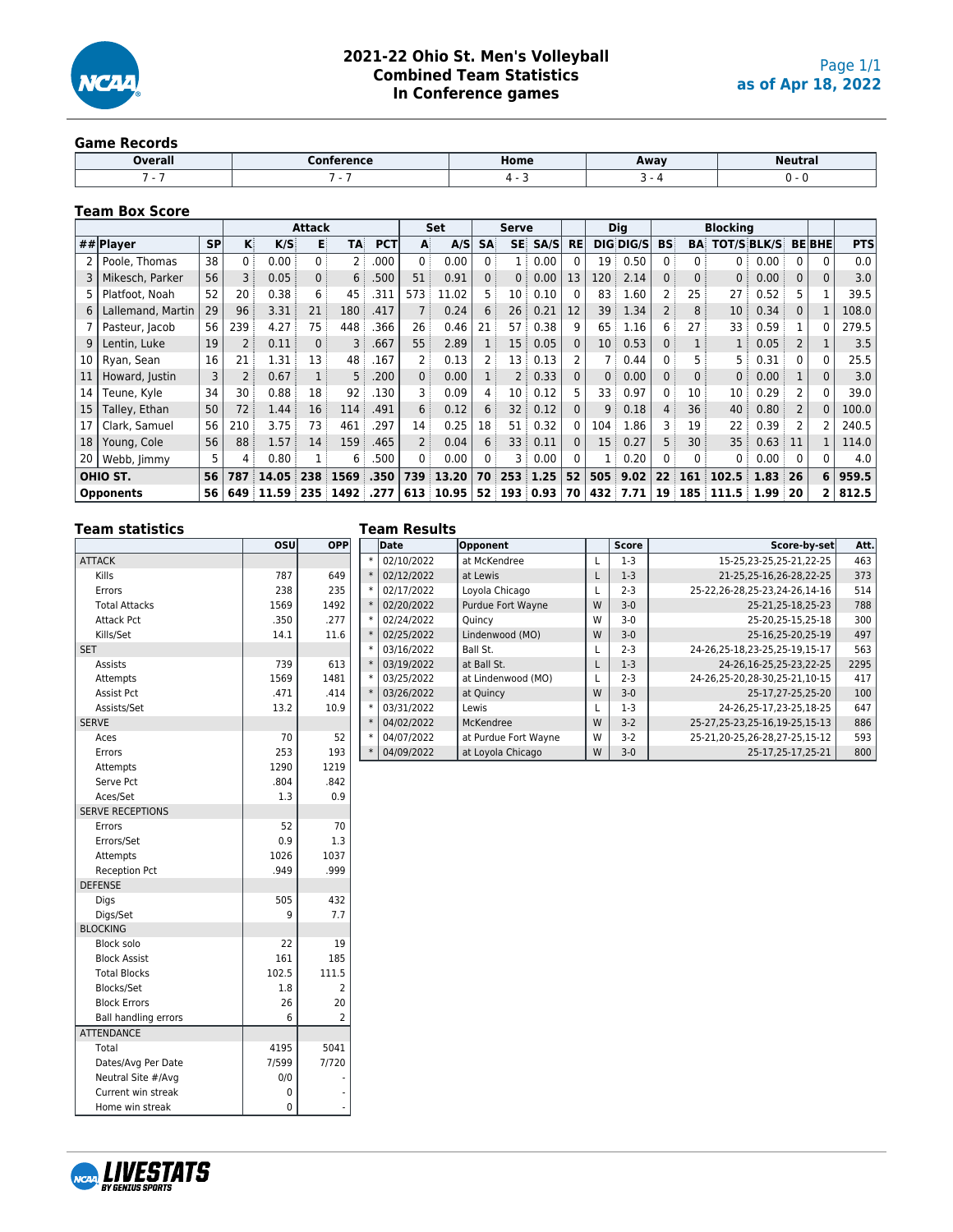# 2021-22 Ohio St. Men's Volleyball
## Combined Team Statistics
## In Conference games

as of Apr 18, 2022

### Game Records

| Overall | Conference | Home | Away | Neutral |
|---|---|---|---|---|
| 7 - 7 | 7 - 7 | 4 - 3 | 3 - 4 | 0 - 0 |

### Team Box Score

| | | | Attack | | | | | Set | | Serve | | | | Dig | | Blocking | | | | | | |
|---|---|---|---|---|---|---|---|---|---|---|---|---|---|---|---|---|---|---|---|---|---|---|
| ## | Player | SP | K | K/S | E | TA | PCT | A | A/S | SA | SE | SA/S | RE | DIG | DIG/S | BS | BA | TOT/S | BLK/S | BE | BHE | PTS |
| 2 | Poole, Thomas | 38 | 0 | 0.00 | 0 | 2 | .000 | 0 | 0.00 | 0 | 1 | 0.00 | 0 | 19 | 0.50 | 0 | 0 | 0 | 0.00 | 0 | 0 | 0.0 |
| 3 | Mikesch, Parker | 56 | 3 | 0.05 | 0 | 6 | .500 | 51 | 0.91 | 0 | 0 | 0.00 | 13 | 120 | 2.14 | 0 | 0 | 0 | 0.00 | 0 | 0 | 3.0 |
| 5 | Platfoot, Noah | 52 | 20 | 0.38 | 6 | 45 | .311 | 573 | 11.02 | 5 | 10 | 0.10 | 0 | 83 | 1.60 | 2 | 25 | 27 | 0.52 | 5 | 1 | 39.5 |
| 6 | Lallemand, Martin | 29 | 96 | 3.31 | 21 | 180 | .417 | 7 | 0.24 | 6 | 26 | 0.21 | 12 | 39 | 1.34 | 2 | 8 | 10 | 0.34 | 0 | 1 | 108.0 |
| 7 | Pasteur, Jacob | 56 | 239 | 4.27 | 75 | 448 | .366 | 26 | 0.46 | 21 | 57 | 0.38 | 9 | 65 | 1.16 | 6 | 27 | 33 | 0.59 | 1 | 0 | 279.5 |
| 9 | Lentin, Luke | 19 | 2 | 0.11 | 0 | 3 | .667 | 55 | 2.89 | 1 | 15 | 0.05 | 0 | 10 | 0.53 | 0 | 1 | 1 | 0.05 | 2 | 1 | 3.5 |
| 10 | Ryan, Sean | 16 | 21 | 1.31 | 13 | 48 | .167 | 2 | 0.13 | 2 | 13 | 0.13 | 2 | 7 | 0.44 | 0 | 5 | 5 | 0.31 | 0 | 0 | 25.5 |
| 11 | Howard, Justin | 3 | 2 | 0.67 | 1 | 5 | .200 | 0 | 0.00 | 1 | 2 | 0.33 | 0 | 0 | 0.00 | 0 | 0 | 0 | 0.00 | 1 | 0 | 3.0 |
| 14 | Teune, Kyle | 34 | 30 | 0.88 | 18 | 92 | .130 | 3 | 0.09 | 4 | 10 | 0.12 | 5 | 33 | 0.97 | 0 | 10 | 10 | 0.29 | 2 | 0 | 39.0 |
| 15 | Talley, Ethan | 50 | 72 | 1.44 | 16 | 114 | .491 | 6 | 0.12 | 6 | 32 | 0.12 | 0 | 9 | 0.18 | 4 | 36 | 40 | 0.80 | 2 | 0 | 100.0 |
| 17 | Clark, Samuel | 56 | 210 | 3.75 | 73 | 461 | .297 | 14 | 0.25 | 18 | 51 | 0.32 | 0 | 104 | 1.86 | 3 | 19 | 22 | 0.39 | 2 | 2 | 240.5 |
| 18 | Young, Cole | 56 | 88 | 1.57 | 14 | 159 | .465 | 2 | 0.04 | 6 | 33 | 0.11 | 0 | 15 | 0.27 | 5 | 30 | 35 | 0.63 | 11 | 1 | 114.0 |
| 20 | Webb, Jimmy | 5 | 4 | 0.80 | 1 | 6 | .500 | 0 | 0.00 | 0 | 3 | 0.00 | 0 | 1 | 0.20 | 0 | 0 | 0 | 0.00 | 0 | 0 | 4.0 |
| **OHIO ST.** | | **56** | **787** | **14.05** | **238** | **1569** | **.350** | **739** | **13.20** | **70** | **253** | **1.25** | **52** | **505** | **9.02** | **22** | **161** | **102.5** | **1.83** | **26** | **6** | **959.5** |
| **Opponents** | | **56** | **649** | **11.59** | **235** | **1492** | **.277** | **613** | **10.95** | **52** | **193** | **0.93** | **70** | **432** | **7.71** | **19** | **185** | **111.5** | **1.99** | **20** | **2** | **812.5** |

### Team statistics

| | OSU | OPP |
|---|---|---|
| ATTACK | | |
| Kills | 787 | 649 |
| Errors | 238 | 235 |
| Total Attacks | 1569 | 1492 |
| Attack Pct | .350 | .277 |
| Kills/Set | 14.1 | 11.6 |
| SET | | |
| Assists | 739 | 613 |
| Attempts | 1569 | 1481 |
| Assist Pct | .471 | .414 |
| Assists/Set | 13.2 | 10.9 |
| SERVE | | |
| Aces | 70 | 52 |
| Errors | 253 | 193 |
| Attempts | 1290 | 1219 |
| Serve Pct | .804 | .842 |
| Aces/Set | 1.3 | 0.9 |
| SERVE RECEPTIONS | | |
| Errors | 52 | 70 |
| Errors/Set | 0.9 | 1.3 |
| Attempts | 1026 | 1037 |
| Reception Pct | .949 | .999 |
| DEFENSE | | |
| Digs | 505 | 432 |
| Digs/Set | 9 | 7.7 |
| BLOCKING | | |
| Block solo | 22 | 19 |
| Block Assist | 161 | 185 |
| Total Blocks | 102.5 | 111.5 |
| Blocks/Set | 1.8 | 2 |
| Block Errors | 26 | 20 |
| Ball handling errors | 6 | 2 |
| ATTENDANCE | | |
| Total | 4195 | 5041 |
| Dates/Avg Per Date | 7/599 | 7/720 |
| Neutral Site #/Avg | 0/0 | - |
| Current win streak | 0 | - |
| Home win streak | 0 | - |

### Team Results

| | Date | Opponent | | Score | Score-by-set | Att. |
|---|---|---|---|---|---|---|
| * | 02/10/2022 | at McKendree | L | 1-3 | 15-25,23-25,25-21,22-25 | 463 |
| * | 02/12/2022 | at Lewis | L | 1-3 | 21-25,25-16,26-28,22-25 | 373 |
| * | 02/17/2022 | Loyola Chicago | L | 2-3 | 25-22,26-28,25-23,24-26,14-16 | 514 |
| * | 02/20/2022 | Purdue Fort Wayne | W | 3-0 | 25-21,25-18,25-23 | 788 |
| * | 02/24/2022 | Quincy | W | 3-0 | 25-20,25-15,25-18 | 300 |
| * | 02/25/2022 | Lindenwood (MO) | W | 3-0 | 25-16,25-20,25-19 | 497 |
| * | 03/16/2022 | Ball St. | L | 2-3 | 24-26,25-18,23-25,25-19,15-17 | 563 |
| * | 03/19/2022 | at Ball St. | L | 1-3 | 24-26,16-25,25-23,22-25 | 2295 |
| * | 03/25/2022 | at Lindenwood (MO) | L | 2-3 | 24-26,25-20,28-30,25-21,10-15 | 417 |
| * | 03/26/2022 | at Quincy | W | 3-0 | 25-17,27-25,25-20 | 100 |
| * | 03/31/2022 | Lewis | L | 1-3 | 24-26,25-17,23-25,18-25 | 647 |
| * | 04/02/2022 | McKendree | W | 3-2 | 25-27,25-23,25-16,19-25,15-13 | 886 |
| * | 04/07/2022 | at Purdue Fort Wayne | W | 3-2 | 25-21,20-25,26-28,27-25,15-12 | 593 |
| * | 04/09/2022 | at Loyola Chicago | W | 3-0 | 25-17,25-17,25-21 | 800 |